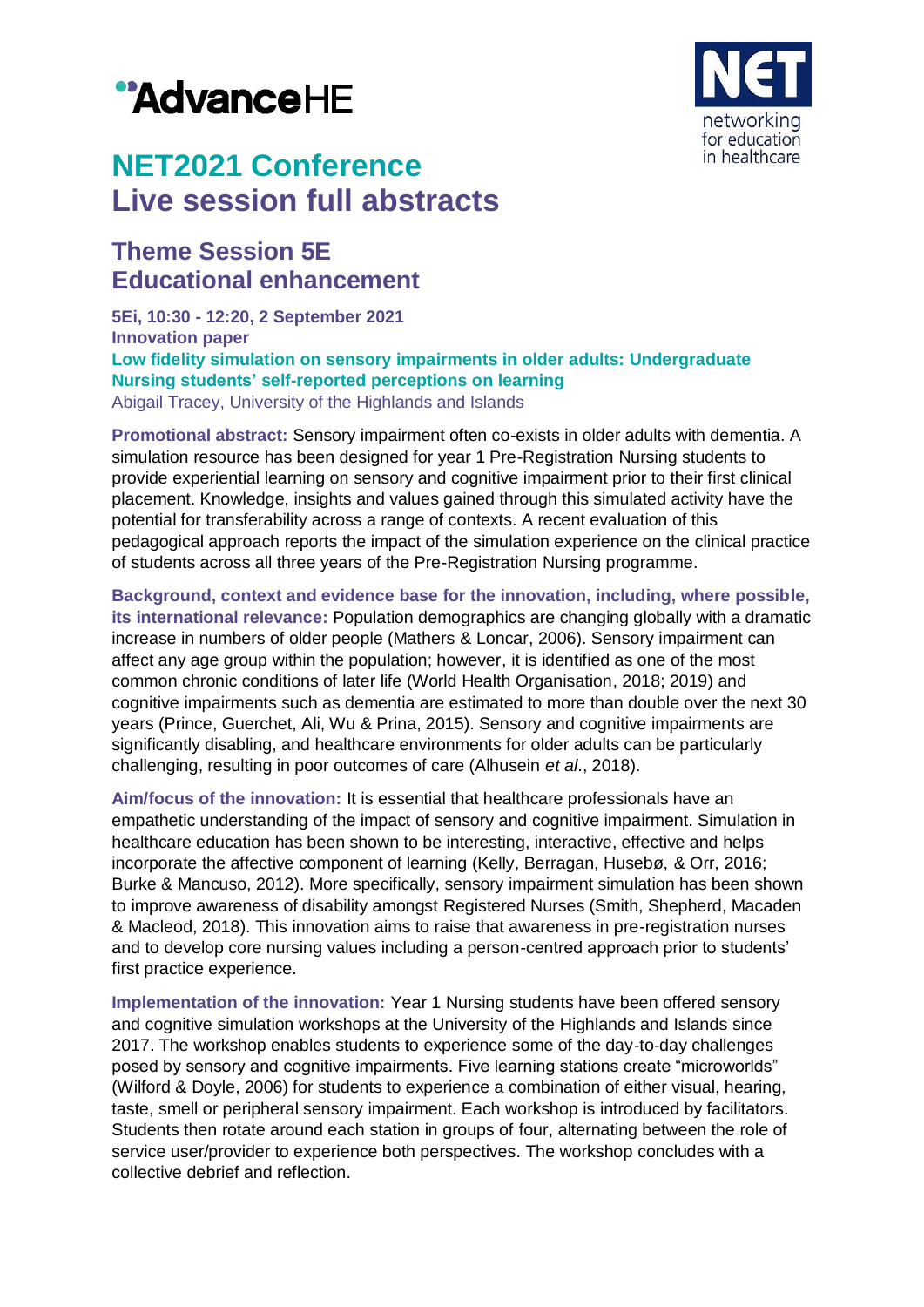# NET2021 Conference
# Live session full abstracts

## Theme Session 5E
## Educational enhancement

**5Ei, 10:30 - 12:20, 2 September 2021**
**Innovation paper**
**Low fidelity simulation on sensory impairments in older adults: Undergraduate Nursing students' self-reported perceptions on learning**
Abigail Tracey, University of the Highlands and Islands

**Promotional abstract:** Sensory impairment often co-exists in older adults with dementia. A simulation resource has been designed for year 1 Pre-Registration Nursing students to provide experiential learning on sensory and cognitive impairment prior to their first clinical placement. Knowledge, insights and values gained through this simulated activity have the potential for transferability across a range of contexts. A recent evaluation of this pedagogical approach reports the impact of the simulation experience on the clinical practice of students across all three years of the Pre-Registration Nursing programme.

**Background, context and evidence base for the innovation, including, where possible, its international relevance:** Population demographics are changing globally with a dramatic increase in numbers of older people (Mathers & Loncar, 2006). Sensory impairment can affect any age group within the population; however, it is identified as one of the most common chronic conditions of later life (World Health Organisation, 2018; 2019) and cognitive impairments such as dementia are estimated to more than double over the next 30 years (Prince, Guerchet, Ali, Wu & Prina, 2015). Sensory and cognitive impairments are significantly disabling, and healthcare environments for older adults can be particularly challenging, resulting in poor outcomes of care (Alhusein *et al*., 2018).

**Aim/focus of the innovation:** It is essential that healthcare professionals have an empathetic understanding of the impact of sensory and cognitive impairment. Simulation in healthcare education has been shown to be interesting, interactive, effective and helps incorporate the affective component of learning (Kelly, Berragan, Husebø, & Orr, 2016; Burke & Mancuso, 2012). More specifically, sensory impairment simulation has been shown to improve awareness of disability amongst Registered Nurses (Smith, Shepherd, Macaden & Macleod, 2018). This innovation aims to raise that awareness in pre-registration nurses and to develop core nursing values including a person-centred approach prior to students' first practice experience.

**Implementation of the innovation:** Year 1 Nursing students have been offered sensory and cognitive simulation workshops at the University of the Highlands and Islands since 2017. The workshop enables students to experience some of the day-to-day challenges posed by sensory and cognitive impairments. Five learning stations create "microworlds" (Wilford & Doyle, 2006) for students to experience a combination of either visual, hearing, taste, smell or peripheral sensory impairment. Each workshop is introduced by facilitators. Students then rotate around each station in groups of four, alternating between the role of service user/provider to experience both perspectives. The workshop concludes with a collective debrief and reflection.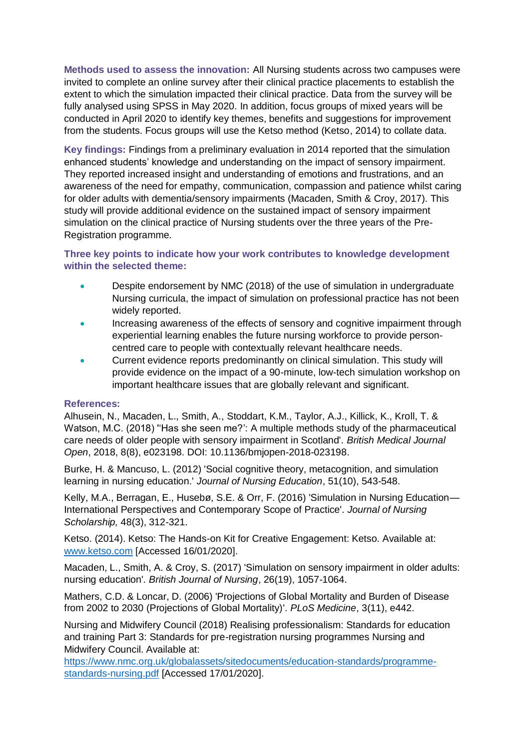**Methods used to assess the innovation:** All Nursing students across two campuses were invited to complete an online survey after their clinical practice placements to establish the extent to which the simulation impacted their clinical practice. Data from the survey will be fully analysed using SPSS in May 2020. In addition, focus groups of mixed years will be conducted in April 2020 to identify key themes, benefits and suggestions for improvement from the students. Focus groups will use the Ketso method (Ketso, 2014) to collate data.

**Key findings:** Findings from a preliminary evaluation in 2014 reported that the simulation enhanced students' knowledge and understanding on the impact of sensory impairment. They reported increased insight and understanding of emotions and frustrations, and an awareness of the need for empathy, communication, compassion and patience whilst caring for older adults with dementia/sensory impairments (Macaden, Smith & Croy, 2017). This study will provide additional evidence on the sustained impact of sensory impairment simulation on the clinical practice of Nursing students over the three years of the Pre-Registration programme.

**Three key points to indicate how your work contributes to knowledge development within the selected theme:**

- Despite endorsement by NMC (2018) of the use of simulation in undergraduate Nursing curricula, the impact of simulation on professional practice has not been widely reported.
- Increasing awareness of the effects of sensory and cognitive impairment through experiential learning enables the future nursing workforce to provide person-centred care to people with contextually relevant healthcare needs.
- Current evidence reports predominantly on clinical simulation. This study will provide evidence on the impact of a 90-minute, low-tech simulation workshop on important healthcare issues that are globally relevant and significant.

**References:**

Alhusein, N., Macaden, L., Smith, A., Stoddart, K.M., Taylor, A.J., Killick, K., Kroll, T. & Watson, M.C. (2018) "Has she seen me?': A multiple methods study of the pharmaceutical care needs of older people with sensory impairment in Scotland'. *British Medical Journal Open*, 2018, 8(8), e023198. DOI: 10.1136/bmjopen-2018-023198.

Burke, H. & Mancuso, L. (2012) 'Social cognitive theory, metacognition, and simulation learning in nursing education.' *Journal of Nursing Education*, 51(10), 543-548.

Kelly, M.A., Berragan, E., Husebø, S.E. & Orr, F. (2016) 'Simulation in Nursing Education—International Perspectives and Contemporary Scope of Practice'. *Journal of Nursing Scholarship,* 48(3), 312-321.

Ketso. (2014). Ketso: The Hands-on Kit for Creative Engagement: Ketso. Available at: [www.ketso.com](www.ketso.com) [Accessed 16/01/2020].

Macaden, L., Smith, A. & Croy, S. (2017) 'Simulation on sensory impairment in older adults: nursing education'. *British Journal of Nursing*, 26(19), 1057-1064.

Mathers, C.D. & Loncar, D. (2006) 'Projections of Global Mortality and Burden of Disease from 2002 to 2030 (Projections of Global Mortality)'. *PLoS Medicine*, 3(11), e442.

Nursing and Midwifery Council (2018) Realising professionalism: Standards for education and training Part 3: Standards for pre-registration nursing programmes Nursing and Midwifery Council. Available at: [https://www.nmc.org.uk/globalassets/sitedocuments/education-standards/programme-standards-nursing.pdf](https://www.nmc.org.uk/globalassets/sitedocuments/education-standards/programme-standards-nursing.pdf) [Accessed 17/01/2020].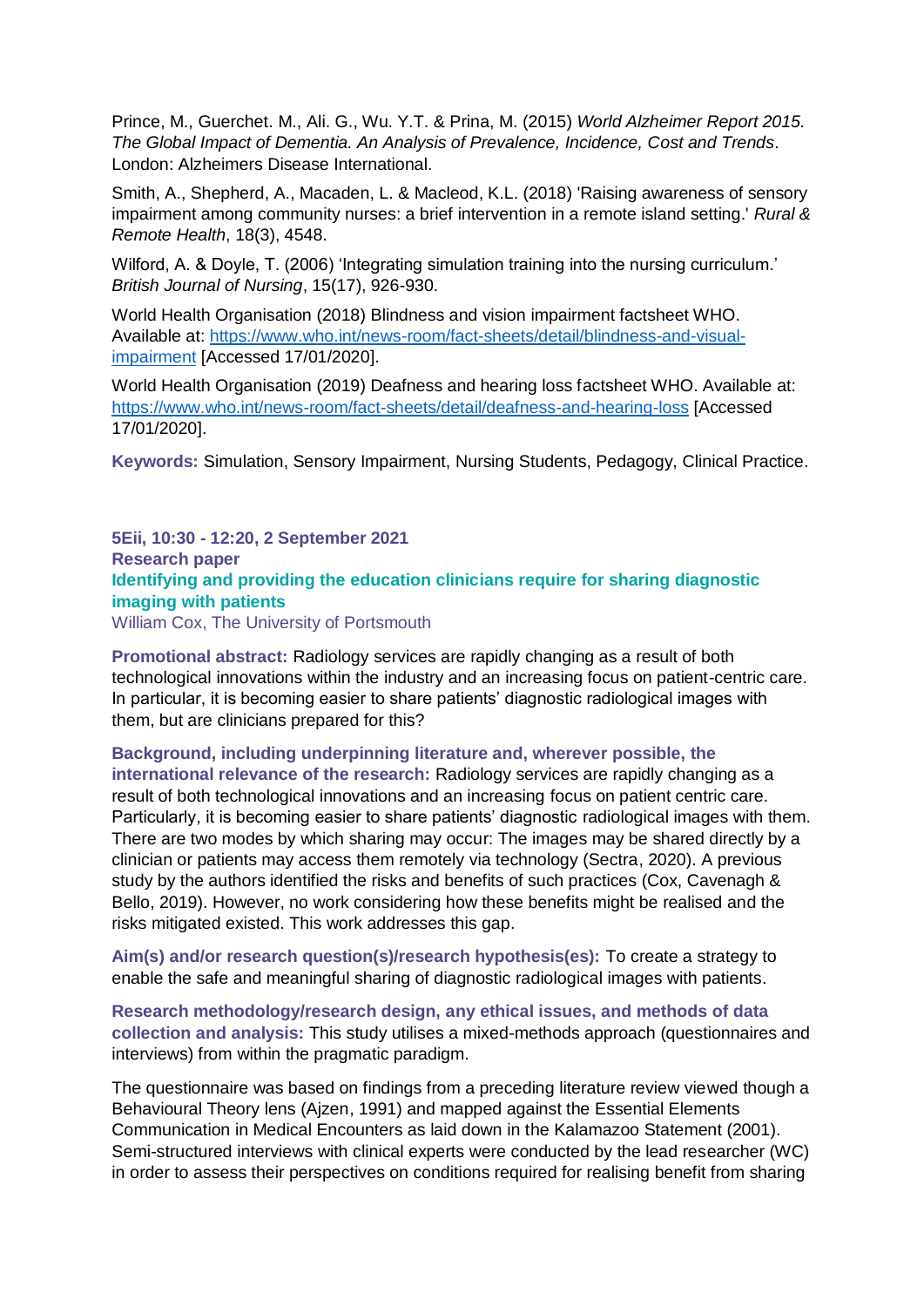Prince, M., Guerchet. M., Ali. G., Wu. Y.T. & Prina, M. (2015) *World Alzheimer Report 2015. The Global Impact of Dementia. An Analysis of Prevalence, Incidence, Cost and Trends*. London: Alzheimers Disease International.

Smith, A., Shepherd, A., Macaden, L. & Macleod, K.L. (2018) 'Raising awareness of sensory impairment among community nurses: a brief intervention in a remote island setting.' *Rural & Remote Health*, 18(3), 4548.

Wilford, A. & Doyle, T. (2006) 'Integrating simulation training into the nursing curriculum.' *British Journal of Nursing*, 15(17), 926-930.

World Health Organisation (2018) Blindness and vision impairment factsheet WHO. Available at: [https://www.who.int/news-room/fact-sheets/detail/blindness-and-visual-impairment](https://www.who.int/news-room/fact-sheets/detail/blindness-and-visual-impairment) [Accessed 17/01/2020].

World Health Organisation (2019) Deafness and hearing loss factsheet WHO. Available at: [https://www.who.int/news-room/fact-sheets/detail/deafness-and-hearing-loss](https://www.who.int/news-room/fact-sheets/detail/deafness-and-hearing-loss) [Accessed 17/01/2020].

**Keywords:** Simulation, Sensory Impairment, Nursing Students, Pedagogy, Clinical Practice.

**5Eii, 10:30 - 12:20, 2 September 2021**
**Research paper**

## Identifying and providing the education clinicians require for sharing diagnostic imaging with patients

William Cox, The University of Portsmouth

**Promotional abstract:** Radiology services are rapidly changing as a result of both technological innovations within the industry and an increasing focus on patient-centric care. In particular, it is becoming easier to share patients' diagnostic radiological images with them, but are clinicians prepared for this?

**Background, including underpinning literature and, wherever possible, the international relevance of the research:** Radiology services are rapidly changing as a result of both technological innovations and an increasing focus on patient centric care. Particularly, it is becoming easier to share patients' diagnostic radiological images with them. There are two modes by which sharing may occur: The images may be shared directly by a clinician or patients may access them remotely via technology (Sectra, 2020). A previous study by the authors identified the risks and benefits of such practices (Cox, Cavenagh & Bello, 2019). However, no work considering how these benefits might be realised and the risks mitigated existed. This work addresses this gap.

**Aim(s) and/or research question(s)/research hypothesis(es):** To create a strategy to enable the safe and meaningful sharing of diagnostic radiological images with patients.

**Research methodology/research design, any ethical issues, and methods of data collection and analysis:** This study utilises a mixed-methods approach (questionnaires and interviews) from within the pragmatic paradigm.

The questionnaire was based on findings from a preceding literature review viewed though a Behavioural Theory lens (Ajzen, 1991) and mapped against the Essential Elements Communication in Medical Encounters as laid down in the Kalamazoo Statement (2001). Semi-structured interviews with clinical experts were conducted by the lead researcher (WC) in order to assess their perspectives on conditions required for realising benefit from sharing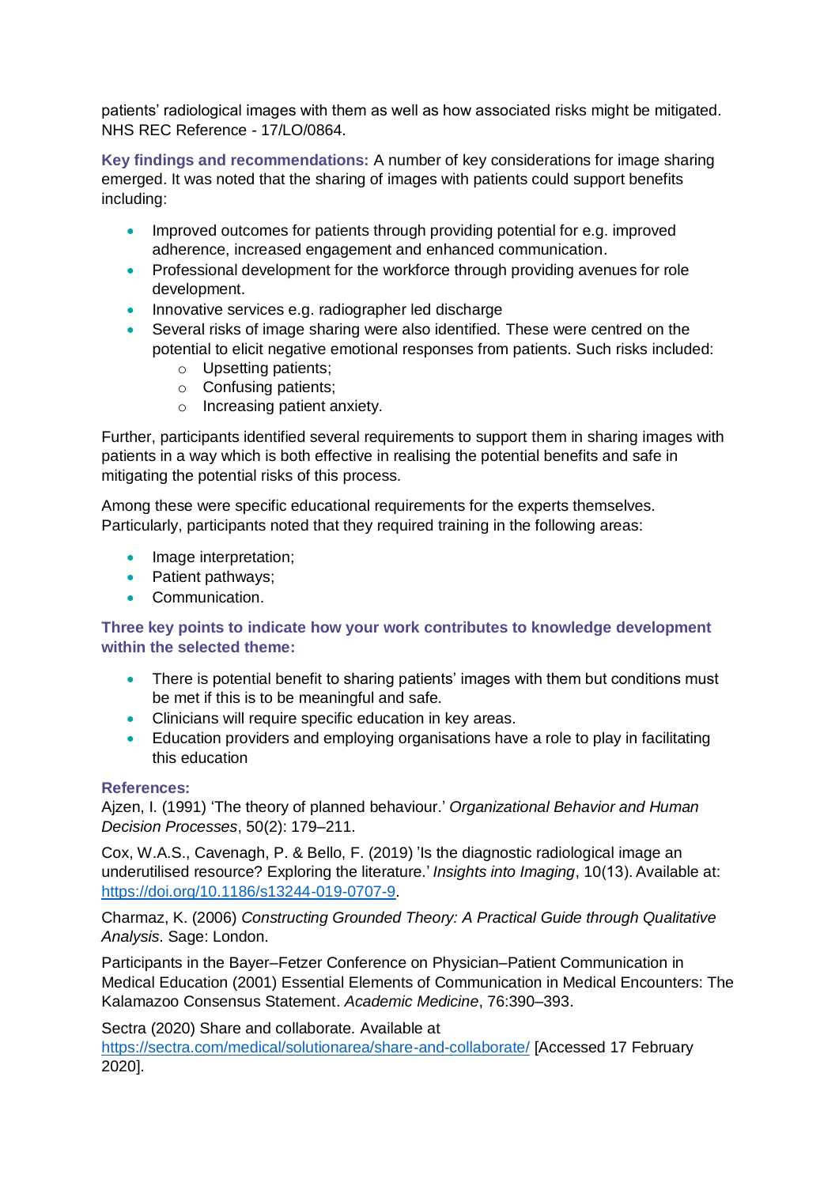patients' radiological images with them as well as how associated risks might be mitigated. NHS REC Reference - 17/LO/0864.

**Key findings and recommendations:** A number of key considerations for image sharing emerged. It was noted that the sharing of images with patients could support benefits including:

- Improved outcomes for patients through providing potential for e.g. improved adherence, increased engagement and enhanced communication.
- Professional development for the workforce through providing avenues for role development.
- Innovative services e.g. radiographer led discharge
- Several risks of image sharing were also identified. These were centred on the potential to elicit negative emotional responses from patients. Such risks included:
    - Upsetting patients;
    - Confusing patients;
    - Increasing patient anxiety.

Further, participants identified several requirements to support them in sharing images with patients in a way which is both effective in realising the potential benefits and safe in mitigating the potential risks of this process.

Among these were specific educational requirements for the experts themselves. Particularly, participants noted that they required training in the following areas:

- Image interpretation;
- Patient pathways;
- Communication.

**Three key points to indicate how your work contributes to knowledge development within the selected theme:**

- There is potential benefit to sharing patients' images with them but conditions must be met if this is to be meaningful and safe.
- Clinicians will require specific education in key areas.
- Education providers and employing organisations have a role to play in facilitating this education

**References:**

Ajzen, I. (1991) 'The theory of planned behaviour.' *Organizational Behavior and Human Decision Processes*, 50(2): 179–211.

Cox, W.A.S., Cavenagh, P. & Bello, F. (2019) 'Is the diagnostic radiological image an underutilised resource? Exploring the literature.' *Insights into Imaging*, 10(13). Available at: https://doi.org/10.1186/s13244-019-0707-9.

Charmaz, K. (2006) *Constructing Grounded Theory: A Practical Guide through Qualitative Analysis*. Sage: London.

Participants in the Bayer–Fetzer Conference on Physician–Patient Communication in Medical Education (2001) Essential Elements of Communication in Medical Encounters: The Kalamazoo Consensus Statement. *Academic Medicine*, 76:390–393.

Sectra (2020) Share and collaborate. Available at https://sectra.com/medical/solutionarea/share-and-collaborate/ [Accessed 17 February 2020].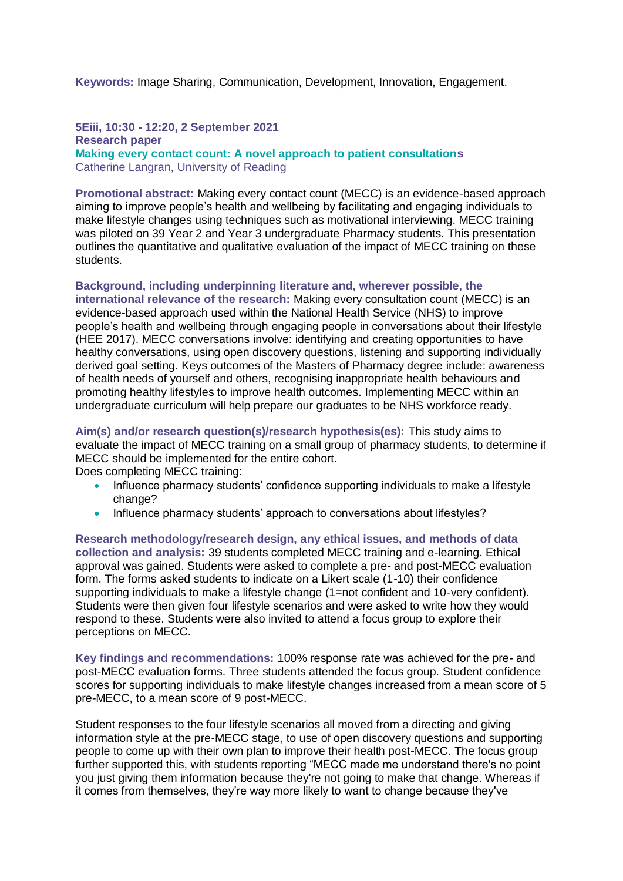**Keywords:** Image Sharing, Communication, Development, Innovation, Engagement.

**5Eiii, 10:30 - 12:20, 2 September 2021**
**Research paper**
**Making every contact count: A novel approach to patient consultations**
Catherine Langran, University of Reading

**Promotional abstract:** Making every contact count (MECC) is an evidence-based approach aiming to improve people's health and wellbeing by facilitating and engaging individuals to make lifestyle changes using techniques such as motivational interviewing. MECC training was piloted on 39 Year 2 and Year 3 undergraduate Pharmacy students. This presentation outlines the quantitative and qualitative evaluation of the impact of MECC training on these students.

**Background, including underpinning literature and, wherever possible, the international relevance of the research:** Making every consultation count (MECC) is an evidence-based approach used within the National Health Service (NHS) to improve people's health and wellbeing through engaging people in conversations about their lifestyle (HEE 2017). MECC conversations involve: identifying and creating opportunities to have healthy conversations, using open discovery questions, listening and supporting individually derived goal setting. Keys outcomes of the Masters of Pharmacy degree include: awareness of health needs of yourself and others, recognising inappropriate health behaviours and promoting healthy lifestyles to improve health outcomes. Implementing MECC within an undergraduate curriculum will help prepare our graduates to be NHS workforce ready.

**Aim(s) and/or research question(s)/research hypothesis(es):** This study aims to evaluate the impact of MECC training on a small group of pharmacy students, to determine if MECC should be implemented for the entire cohort.
Does completing MECC training:

- Influence pharmacy students' confidence supporting individuals to make a lifestyle change?
- Influence pharmacy students' approach to conversations about lifestyles?

**Research methodology/research design, any ethical issues, and methods of data collection and analysis:** 39 students completed MECC training and e-learning. Ethical approval was gained. Students were asked to complete a pre- and post-MECC evaluation form. The forms asked students to indicate on a Likert scale (1-10) their confidence supporting individuals to make a lifestyle change (1=not confident and 10-very confident). Students were then given four lifestyle scenarios and were asked to write how they would respond to these. Students were also invited to attend a focus group to explore their perceptions on MECC.

**Key findings and recommendations:** 100% response rate was achieved for the pre- and post-MECC evaluation forms. Three students attended the focus group. Student confidence scores for supporting individuals to make lifestyle changes increased from a mean score of 5 pre-MECC, to a mean score of 9 post-MECC.

Student responses to the four lifestyle scenarios all moved from a directing and giving information style at the pre-MECC stage, to use of open discovery questions and supporting people to come up with their own plan to improve their health post-MECC. The focus group further supported this, with students reporting "MECC made me understand there's no point you just giving them information because they're not going to make that change. Whereas if it comes from themselves, they're way more likely to want to change because they've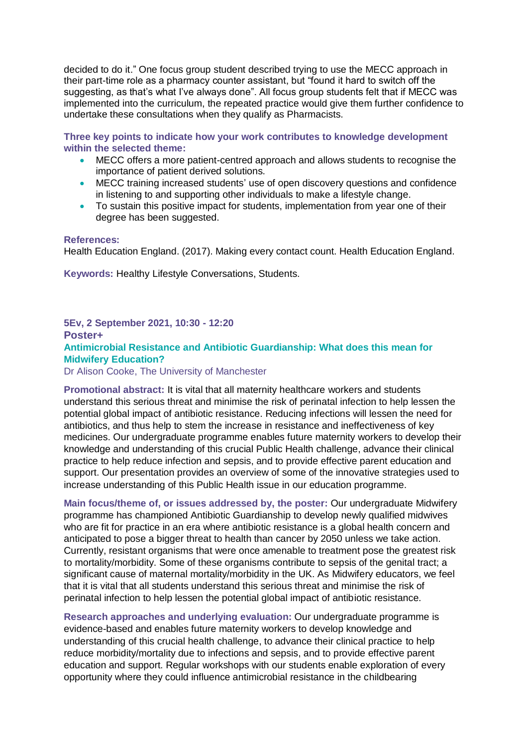decided to do it." One focus group student described trying to use the MECC approach in their part-time role as a pharmacy counter assistant, but "found it hard to switch off the suggesting, as that's what I've always done". All focus group students felt that if MECC was implemented into the curriculum, the repeated practice would give them further confidence to undertake these consultations when they qualify as Pharmacists.

**Three key points to indicate how your work contributes to knowledge development within the selected theme:**

- MECC offers a more patient-centred approach and allows students to recognise the importance of patient derived solutions.
- MECC training increased students' use of open discovery questions and confidence in listening to and supporting other individuals to make a lifestyle change.
- To sustain this positive impact for students, implementation from year one of their degree has been suggested.

**References:**
Health Education England. (2017). Making every contact count. Health Education England.

**Keywords:** Healthy Lifestyle Conversations, Students.

**5Ev, 2 September 2021, 10:30 - 12:20**
**Poster+**

## Antimicrobial Resistance and Antibiotic Guardianship: What does this mean for Midwifery Education?

Dr Alison Cooke, The University of Manchester

**Promotional abstract:** It is vital that all maternity healthcare workers and students understand this serious threat and minimise the risk of perinatal infection to help lessen the potential global impact of antibiotic resistance. Reducing infections will lessen the need for antibiotics, and thus help to stem the increase in resistance and ineffectiveness of key medicines. Our undergraduate programme enables future maternity workers to develop their knowledge and understanding of this crucial Public Health challenge, advance their clinical practice to help reduce infection and sepsis, and to provide effective parent education and support. Our presentation provides an overview of some of the innovative strategies used to increase understanding of this Public Health issue in our education programme.

**Main focus/theme of, or issues addressed by, the poster:** Our undergraduate Midwifery programme has championed Antibiotic Guardianship to develop newly qualified midwives who are fit for practice in an era where antibiotic resistance is a global health concern and anticipated to pose a bigger threat to health than cancer by 2050 unless we take action. Currently, resistant organisms that were once amenable to treatment pose the greatest risk to mortality/morbidity. Some of these organisms contribute to sepsis of the genital tract; a significant cause of maternal mortality/morbidity in the UK. As Midwifery educators, we feel that it is vital that all students understand this serious threat and minimise the risk of perinatal infection to help lessen the potential global impact of antibiotic resistance.

**Research approaches and underlying evaluation:** Our undergraduate programme is evidence-based and enables future maternity workers to develop knowledge and understanding of this crucial health challenge, to advance their clinical practice to help reduce morbidity/mortality due to infections and sepsis, and to provide effective parent education and support. Regular workshops with our students enable exploration of every opportunity where they could influence antimicrobial resistance in the childbearing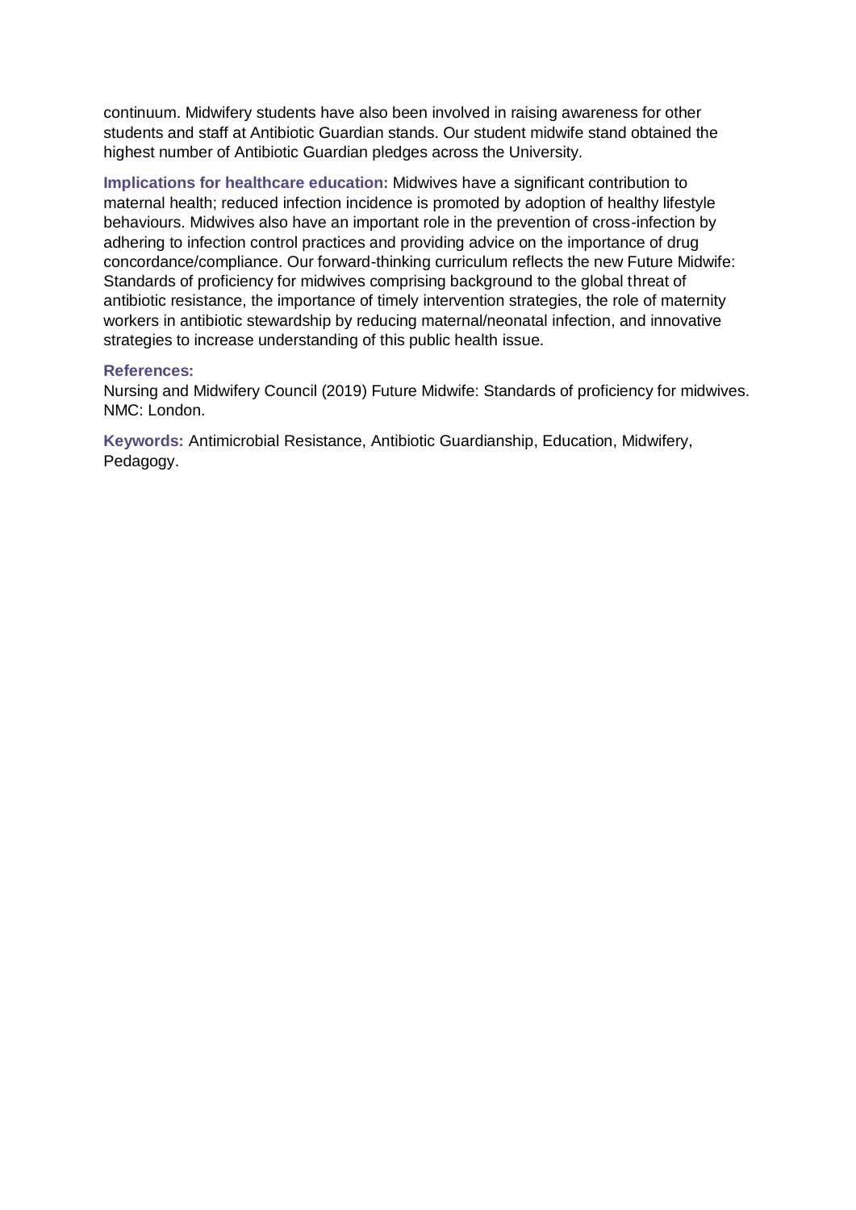continuum. Midwifery students have also been involved in raising awareness for other students and staff at Antibiotic Guardian stands. Our student midwife stand obtained the highest number of Antibiotic Guardian pledges across the University.

**Implications for healthcare education:** Midwives have a significant contribution to maternal health; reduced infection incidence is promoted by adoption of healthy lifestyle behaviours. Midwives also have an important role in the prevention of cross-infection by adhering to infection control practices and providing advice on the importance of drug concordance/compliance. Our forward-thinking curriculum reflects the new Future Midwife: Standards of proficiency for midwives comprising background to the global threat of antibiotic resistance, the importance of timely intervention strategies, the role of maternity workers in antibiotic stewardship by reducing maternal/neonatal infection, and innovative strategies to increase understanding of this public health issue.

**References:**

Nursing and Midwifery Council (2019) Future Midwife: Standards of proficiency for midwives. NMC: London.

**Keywords:** Antimicrobial Resistance, Antibiotic Guardianship, Education, Midwifery, Pedagogy.